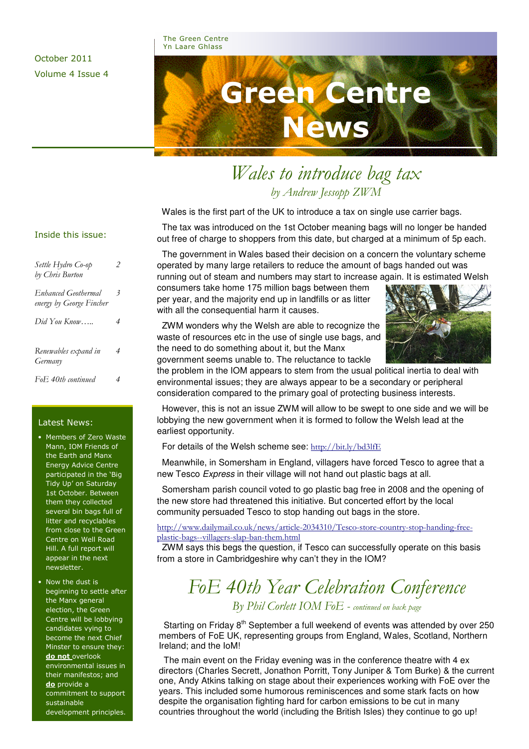The Green Centre
Yn Laare Ghlass

October 2011
Volume 4 Issue 4

# Green Centre News

## Wales to introduce bag tax

*by Andrew Jessopp ZWM*

Wales is the first part of the UK to introduce a tax on single use carrier bags.

The tax was introduced on the 1st October meaning bags will no longer be handed out free of charge to shoppers from this date, but charged at a minimum of 5p each.

The government in Wales based their decision on a concern the voluntary scheme operated by many large retailers to reduce the amount of bags handed out was running out of steam and numbers may start to increase again. It is estimated Welsh consumers take home 175 million bags between them per year, and the majority end up in landfills or as litter with all the consequential harm it causes.

ZWM wonders why the Welsh are able to recognize the waste of resources etc in the use of single use bags, and the need to do something about it, but the Manx government seems unable to. The reluctance to tackle the problem in the IOM appears to stem from the usual political inertia to deal with environmental issues; they are always appear to be a secondary or peripheral consideration compared to the primary goal of protecting business interests.

However, this is not an issue ZWM will allow to be swept to one side and we will be lobbying the new government when it is formed to follow the Welsh lead at the earliest opportunity.

For details of the Welsh scheme see: http://bit.ly/bd3lfE

Meanwhile, in Somersham in England, villagers have forced Tesco to agree that a new Tesco *Express* in their village will not hand out plastic bags at all.

Somersham parish council voted to go plastic bag free in 2008 and the opening of the new store had threatened this initiative. But concerted effort by the local community persuaded Tesco to stop handing out bags in the store.

http://www.dailymail.co.uk/news/article-2034310/Tesco-store-country-stop-handing-free-plastic-bags--villagers-slap-ban-them.html

ZWM says this begs the question, if Tesco can successfully operate on this basis from a store in Cambridgeshire why can't they in the IOM?

## FoE 40th Year Celebration Conference

*By Phil Corlett IOM FoE - continued on back page*

Starting on Friday 8th September a full weekend of events was attended by over 250 members of FoE UK, representing groups from England, Wales, Scotland, Northern Ireland; and the IoM!

The main event on the Friday evening was in the conference theatre with 4 ex directors (Charles Secrett, Jonathon Porritt, Tony Juniper & Tom Burke) & the current one, Andy Atkins talking on stage about their experiences working with FoE over the years. This included some humorous reminiscences and some stark facts on how despite the organisation fighting hard for carbon emissions to be cut in many countries throughout the world (including the British Isles) they continue to go up!

### Inside this issue:

| | |
|---|---|
| *Settle Hydro Co-op by Chris Burton* | 2 |
| *Enhanced Geothermal energy by George Fincher* | 3 |
| *Did You Know…..* | 4 |
| *Renewables expand in Germany* | 4 |
| *FoE 40th continued* | 4 |

### Latest News:

- Members of Zero Waste Mann, IOM Friends of the Earth and Manx Energy Advice Centre participated in the 'Big Tidy Up' on Saturday 1st October. Between them they collected several bin bags full of litter and recyclables from close to the Green Centre on Well Road Hill. A full report will appear in the next newsletter.
- Now the dust is beginning to settle after the Manx general election, the Green Centre will be lobbying candidates vying to become the next Chief Minster to ensure they: **do not** overlook environmental issues in their manifestos; and **do** provide a commitment to support sustainable development principles.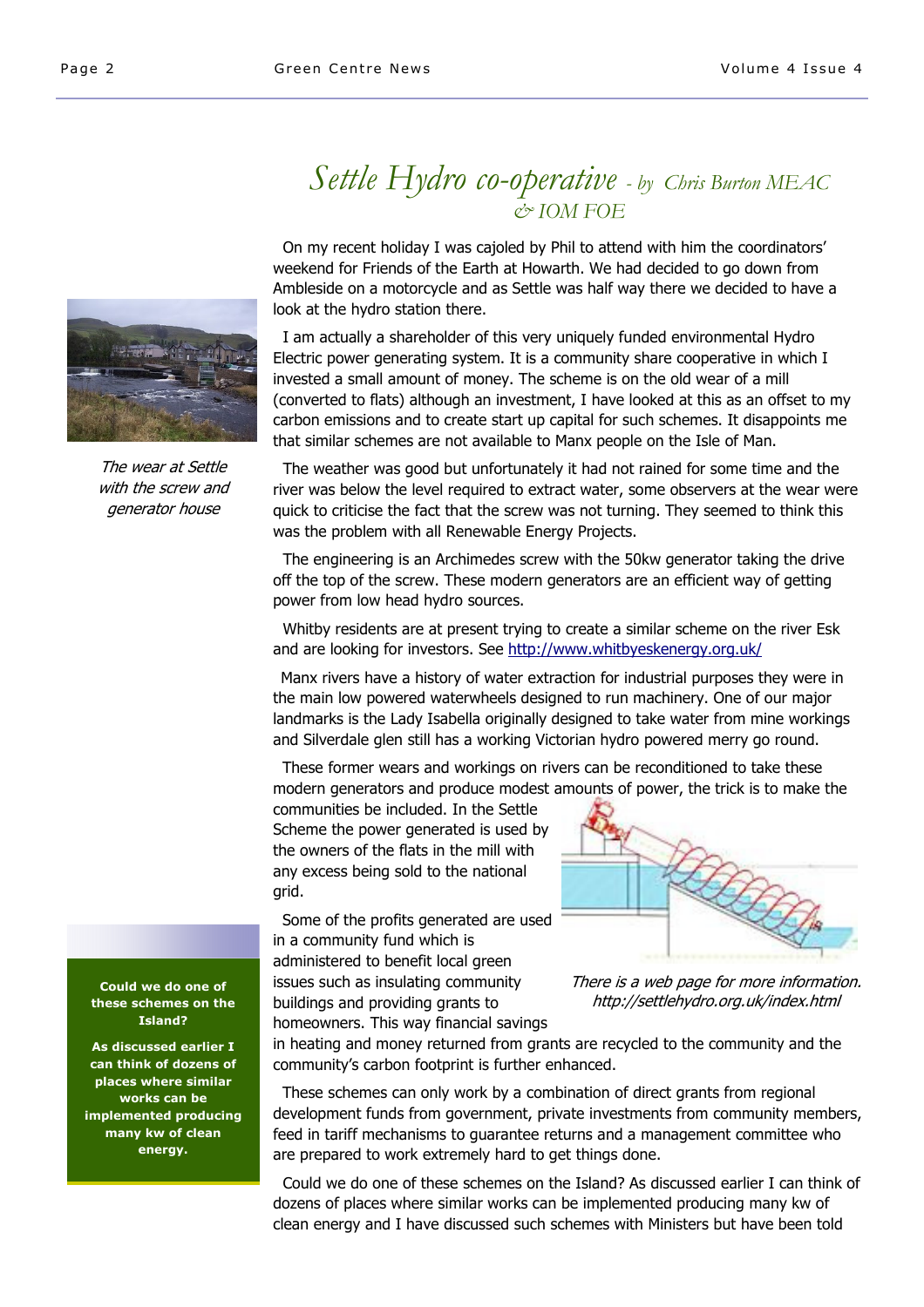# *Settle Hydro co-operative - by Chris Burton MEAC & IOM FOE*

On my recent holiday I was cajoled by Phil to attend with him the coordinators' weekend for Friends of the Earth at Howarth. We had decided to go down from Ambleside on a motorcycle and as Settle was half way there we decided to have a look at the hydro station there.

*The wear at Settle with the screw and generator house*

I am actually a shareholder of this very uniquely funded environmental Hydro Electric power generating system. It is a community share cooperative in which I invested a small amount of money. The scheme is on the old wear of a mill (converted to flats) although an investment, I have looked at this as an offset to my carbon emissions and to create start up capital for such schemes. It disappoints me that similar schemes are not available to Manx people on the Isle of Man.

The weather was good but unfortunately it had not rained for some time and the river was below the level required to extract water, some observers at the wear were quick to criticise the fact that the screw was not turning. They seemed to think this was the problem with all Renewable Energy Projects.

The engineering is an Archimedes screw with the 50kw generator taking the drive off the top of the screw. These modern generators are an efficient way of getting power from low head hydro sources.

Whitby residents are at present trying to create a similar scheme on the river Esk and are looking for investors. See http://www.whitbyeskenergy.org.uk/

Manx rivers have a history of water extraction for industrial purposes they were in the main low powered waterwheels designed to run machinery. One of our major landmarks is the Lady Isabella originally designed to take water from mine workings and Silverdale glen still has a working Victorian hydro powered merry go round.

These former wears and workings on rivers can be reconditioned to take these modern generators and produce modest amounts of power, the trick is to make the communities be included. In the Settle Scheme the power generated is used by the owners of the flats in the mill with any excess being sold to the national grid.

*There is a web page for more information. http://settlehydro.org.uk/index.html*

Some of the profits generated are used in a community fund which is administered to benefit local green issues such as insulating community buildings and providing grants to homeowners. This way financial savings in heating and money returned from grants are recycled to the community and the community's carbon footprint is further enhanced.

These schemes can only work by a combination of direct grants from regional development funds from government, private investments from community members, feed in tariff mechanisms to guarantee returns and a management committee who are prepared to work extremely hard to get things done.

**Could we do one of these schemes on the Island?**

**As discussed earlier I can think of dozens of places where similar works can be implemented producing many kw of clean energy.**

Could we do one of these schemes on the Island? As discussed earlier I can think of dozens of places where similar works can be implemented producing many kw of clean energy and I have discussed such schemes with Ministers but have been told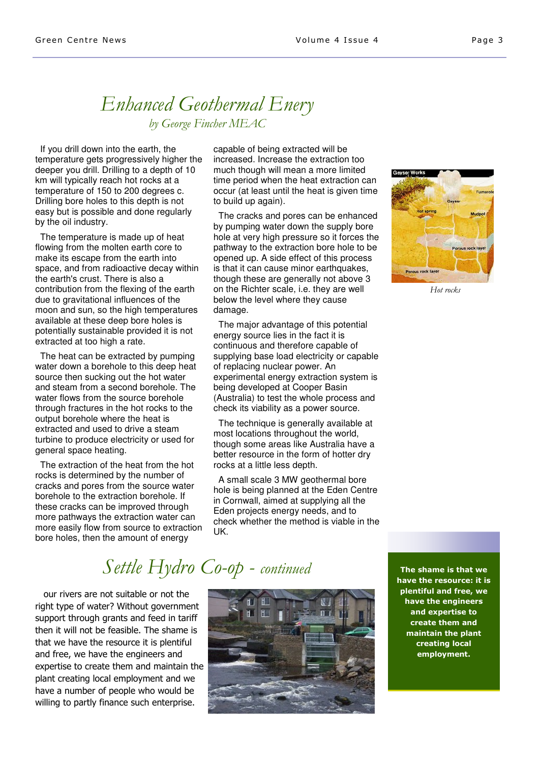# Enhanced Geothermal Enery

*by George Fincher MEAC*

If you drill down into the earth, the temperature gets progressively higher the deeper you drill. Drilling to a depth of 10 km will typically reach hot rocks at a temperature of 150 to 200 degrees c. Drilling bore holes to this depth is not easy but is possible and done regularly by the oil industry.

The temperature is made up of heat flowing from the molten earth core to make its escape from the earth into space, and from radioactive decay within the earth's crust. There is also a contribution from the flexing of the earth due to gravitational influences of the moon and sun, so the high temperatures available at these deep bore holes is potentially sustainable provided it is not extracted at too high a rate.

The heat can be extracted by pumping water down a borehole to this deep heat source then sucking out the hot water and steam from a second borehole. The water flows from the source borehole through fractures in the hot rocks to the output borehole where the heat is extracted and used to drive a steam turbine to produce electricity or used for general space heating.

The extraction of the heat from the hot rocks is determined by the number of cracks and pores from the source water borehole to the extraction borehole. If these cracks can be improved through more pathways the extraction water can more easily flow from source to extraction bore holes, then the amount of energy capable of being extracted will be increased. Increase the extraction too much though will mean a more limited time period when the heat extraction can occur (at least until the heat is given time to build up again).

The cracks and pores can be enhanced by pumping water down the supply bore hole at very high pressure so it forces the pathway to the extraction bore hole to be opened up. A side effect of this process is that it can cause minor earthquakes, though these are generally not above 3 on the Richter scale, i.e. they are well below the level where they cause damage.

The major advantage of this potential energy source lies in the fact it is continuous and therefore capable of supplying base load electricity or capable of replacing nuclear power. An experimental energy extraction system is being developed at Cooper Basin (Australia) to test the whole process and check its viability as a power source.

The technique is generally available at most locations throughout the world, though some areas like Australia have a better resource in the form of hotter dry rocks at a little less depth.

A small scale 3 MW geothermal bore hole is being planned at the Eden Centre in Cornwall, aimed at supplying all the Eden projects energy needs, and to check whether the method is viable in the UK.

*Hot rocks*

# Settle Hydro Co-op - *continued*

our rivers are not suitable or not the right type of water? Without government support through grants and feed in tariff then it will not be feasible. The shame is that we have the resource it is plentiful and free, we have the engineers and expertise to create them and maintain the plant creating local employment and we have a number of people who would be willing to partly finance such enterprise.

**The shame is that we have the resource: it is plentiful and free, we have the engineers and expertise to create them and maintain the plant creating local employment.**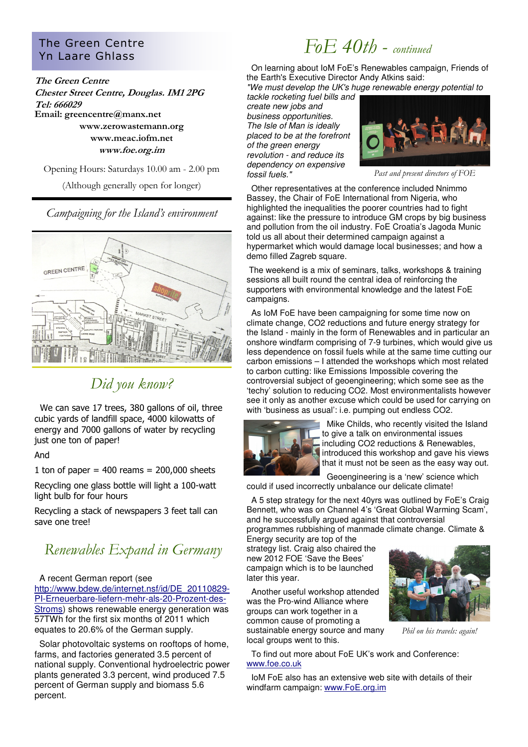## The Green Centre
## Yn Laare Ghlass

***The Green Centre***
***Chester Street Centre, Douglas. IM1 2PG***
***Tel: 666029***
**Email: greencentre@manx.net**
**www.zerowastemann.org**
**www.meac.iofm.net**
***www.foe.org.im***

Opening Hours: Saturdays 10.00 am - 2.00 pm

(Although generally open for longer)

*Campaigning for the Island's environment*

## *Did you know?*

We can save 17 trees, 380 gallons of oil, three cubic yards of landfill space, 4000 kilowatts of energy and 7000 gallons of water by recycling just one ton of paper!

And

1 ton of paper = 400 reams = 200,000 sheets

Recycling one glass bottle will light a 100-watt light bulb for four hours

Recycling a stack of newspapers 3 feet tall can save one tree!

## *Renewables Expand in Germany*

A recent German report (see http://www.bdew.de/internet.nsf/id/DE_20110829-PI-Erneuerbare-liefern-mehr-als-20-Prozent-des-Stroms) shows renewable energy generation was 57TWh for the first six months of 2011 which equates to 20.6% of the German supply.

Solar photovoltaic systems on rooftops of home, farms, and factories generated 3.5 percent of national supply. Conventional hydroelectric power plants generated 3.3 percent, wind produced 7.5 percent of German supply and biomass 5.6 percent.

# *FoE 40th - continued*

On learning about IoM FoE's Renewables campaign, Friends of the Earth's Executive Director Andy Atkins said:
*"We must develop the UK's huge renewable energy potential to tackle rocketing fuel bills and create new jobs and business opportunities. The Isle of Man is ideally placed to be at the forefront of the green energy revolution - and reduce its dependency on expensive fossil fuels."*

*Past and present directors of FOE*

Other representatives at the conference included Nnimmo Bassey, the Chair of FoE International from Nigeria, who highlighted the inequalities the poorer countries had to fight against: like the pressure to introduce GM crops by big business and pollution from the oil industry. FoE Croatia's Jagoda Munic told us all about their determined campaign against a hypermarket which would damage local businesses; and how a demo filled Zagreb square.

The weekend is a mix of seminars, talks, workshops & training sessions all built round the central idea of reinforcing the supporters with environmental knowledge and the latest FoE campaigns.

As IoM FoE have been campaigning for some time now on climate change, $CO_2$ reductions and future energy strategy for the Island - mainly in the form of Renewables and in particular an onshore windfarm comprising of 7-9 turbines, which would give us less dependence on fossil fuels while at the same time cutting our carbon emissions – I attended the workshops which most related to carbon cutting: like Emissions Impossible covering the controversial subject of geoengineering; which some see as the 'techy' solution to reducing $CO_2$. Most environmentalists however see it only as another excuse which could be used for carrying on with 'business as usual': i.e. pumping out endless $CO_2$.

Mike Childs, who recently visited the Island to give a talk on environmental issues including $CO_2$ reductions & Renewables, introduced this workshop and gave his views that it must not be seen as the easy way out.

Geoengineering is a 'new' science which could if used incorrectly unbalance our delicate climate!

A 5 step strategy for the next 40yrs was outlined by FoE's Craig Bennett, who was on Channel 4's 'Great Global Warming Scam', and he successfully argued against that controversial programmes rubbishing of manmade climate change. Climate & Energy security are top of the strategy list. Craig also chaired the new 2012 FOE 'Save the Bees' campaign which is to be launched later this year.

Another useful workshop attended was the Pro-wind Alliance where groups can work together in a common cause of promoting a sustainable energy source and many local groups went to this.

*Phil on his travels: again!*

To find out more about FoE UK's work and Conference: www.foe.co.uk

IoM FoE also has an extensive web site with details of their windfarm campaign: www.FoE.org.im